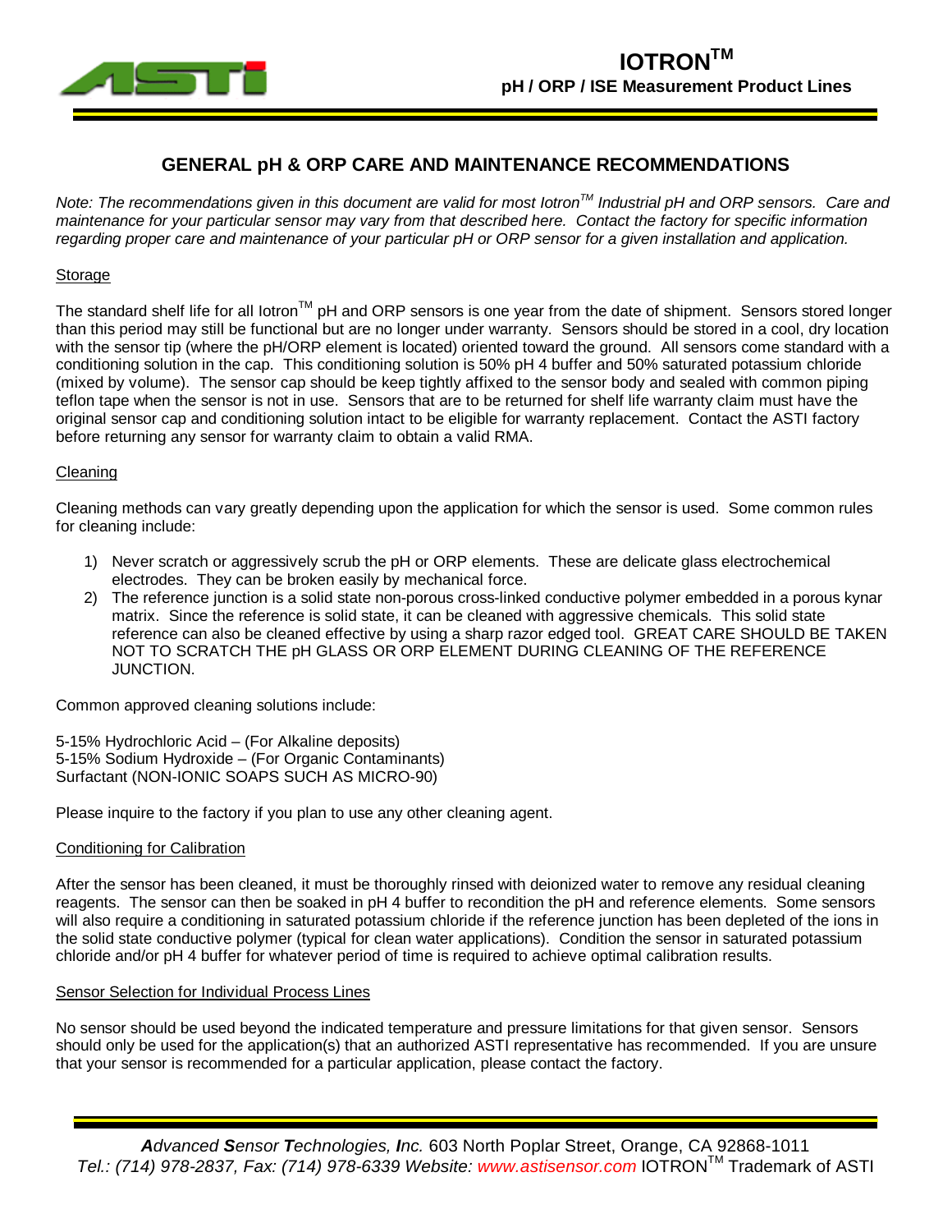# IOTRON™

## pH / ORP / ISE Measurement Product Lines

## GENERAL pH & ORP CARE AND MAINTENANCE RECOMMENDATIONS

*Note: The recommendations given in this document are valid for most Iotron™ Industrial pH and ORP sensors. Care and maintenance for your particular sensor may vary from that described here. Contact the factory for specific information regarding proper care and maintenance of your particular pH or ORP sensor for a given installation and application.*

### Storage

The standard shelf life for all Iotron™ pH and ORP sensors is one year from the date of shipment. Sensors stored longer than this period may still be functional but are no longer under warranty. Sensors should be stored in a cool, dry location with the sensor tip (where the pH/ORP element is located) oriented toward the ground. All sensors come standard with a conditioning solution in the cap. This conditioning solution is 50% pH 4 buffer and 50% saturated potassium chloride (mixed by volume). The sensor cap should be keep tightly affixed to the sensor body and sealed with common piping teflon tape when the sensor is not in use. Sensors that are to be returned for shelf life warranty claim must have the original sensor cap and conditioning solution intact to be eligible for warranty replacement. Contact the ASTI factory before returning any sensor for warranty claim to obtain a valid RMA.

### Cleaning

Cleaning methods can vary greatly depending upon the application for which the sensor is used. Some common rules for cleaning include:

1) Never scratch or aggressively scrub the pH or ORP elements. These are delicate glass electrochemical electrodes. They can be broken easily by mechanical force.
2) The reference junction is a solid state non-porous cross-linked conductive polymer embedded in a porous kynar matrix. Since the reference is solid state, it can be cleaned with aggressive chemicals. This solid state reference can also be cleaned effective by using a sharp razor edged tool. GREAT CARE SHOULD BE TAKEN NOT TO SCRATCH THE pH GLASS OR ORP ELEMENT DURING CLEANING OF THE REFERENCE JUNCTION.

Common approved cleaning solutions include:

5-15% Hydrochloric Acid – (For Alkaline deposits)
5-15% Sodium Hydroxide – (For Organic Contaminants)
Surfactant (NON-IONIC SOAPS SUCH AS MICRO-90)

Please inquire to the factory if you plan to use any other cleaning agent.

### Conditioning for Calibration

After the sensor has been cleaned, it must be thoroughly rinsed with deionized water to remove any residual cleaning reagents. The sensor can then be soaked in pH 4 buffer to recondition the pH and reference elements. Some sensors will also require a conditioning in saturated potassium chloride if the reference junction has been depleted of the ions in the solid state conductive polymer (typical for clean water applications). Condition the sensor in saturated potassium chloride and/or pH 4 buffer for whatever period of time is required to achieve optimal calibration results.

### Sensor Selection for Individual Process Lines

No sensor should be used beyond the indicated temperature and pressure limitations for that given sensor. Sensors should only be used for the application(s) that an authorized ASTI representative has recommended. If you are unsure that your sensor is recommended for a particular application, please contact the factory.

***A**dvanced **S**ensor **T**echnologies, **I**nc.* 603 North Poplar Street, Orange, CA 92868-1011
*Tel.: (714) 978-2837, Fax: (714) 978-6339 Website: www.astisensor.com* IOTRON™ Trademark of ASTI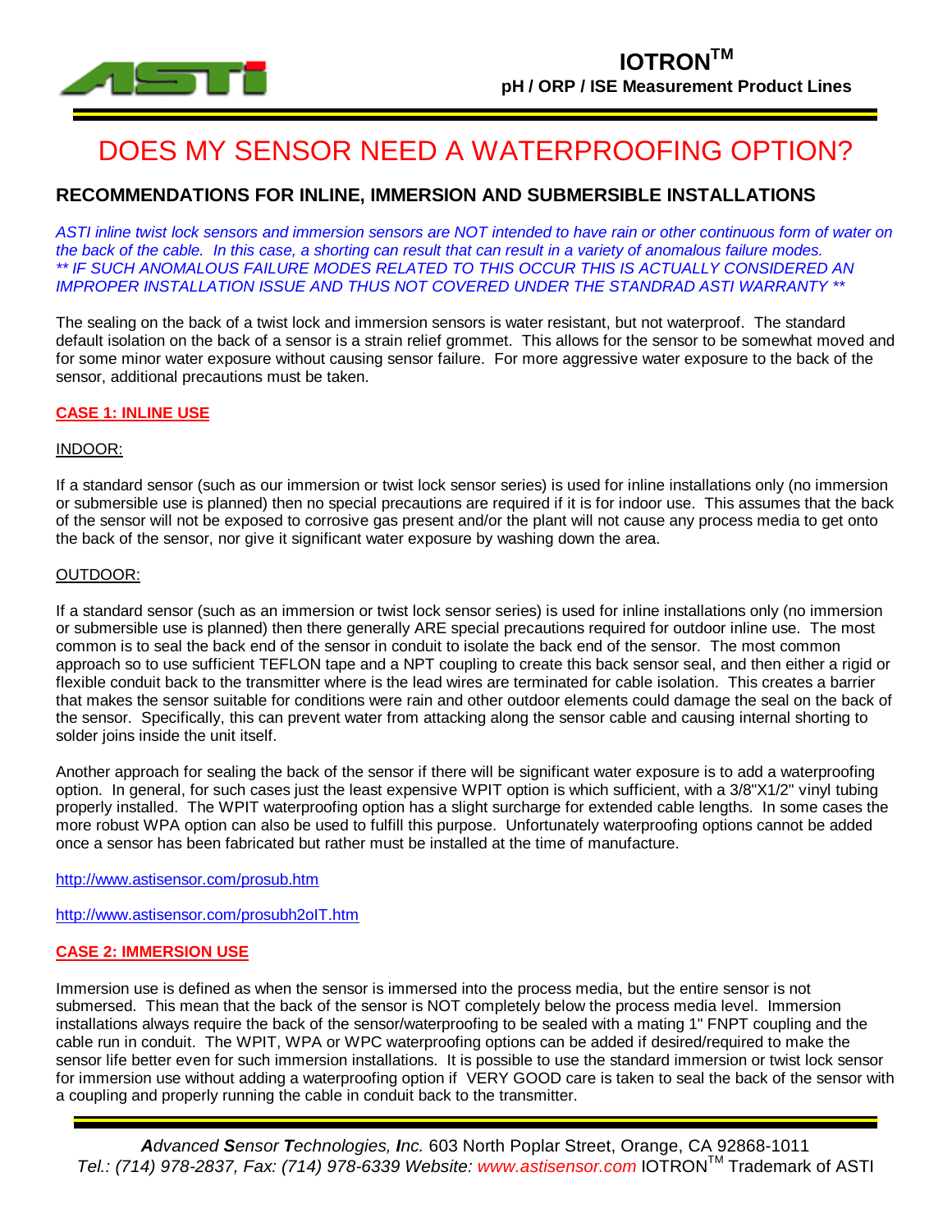# DOES MY SENSOR NEED A WATERPROOFING OPTION?

## RECOMMENDATIONS FOR INLINE, IMMERSION AND SUBMERSIBLE INSTALLATIONS

*ASTI inline twist lock sensors and immersion sensors are NOT intended to have rain or other continuous form of water on the back of the cable. In this case, a shorting can result that can result in a variety of anomalous failure modes.*
*** IF SUCH ANOMALOUS FAILURE MODES RELATED TO THIS OCCUR THIS IS ACTUALLY CONSIDERED AN IMPROPER INSTALLATION ISSUE AND THUS NOT COVERED UNDER THE STANDRAD ASTI WARRANTY ***

The sealing on the back of a twist lock and immersion sensors is water resistant, but not waterproof. The standard default isolation on the back of a sensor is a strain relief grommet. This allows for the sensor to be somewhat moved and for some minor water exposure without causing sensor failure. For more aggressive water exposure to the back of the sensor, additional precautions must be taken.

### CASE 1: INLINE USE

INDOOR:

If a standard sensor (such as our immersion or twist lock sensor series) is used for inline installations only (no immersion or submersible use is planned) then no special precautions are required if it is for indoor use. This assumes that the back of the sensor will not be exposed to corrosive gas present and/or the plant will not cause any process media to get onto the back of the sensor, nor give it significant water exposure by washing down the area.

OUTDOOR:

If a standard sensor (such as an immersion or twist lock sensor series) is used for inline installations only (no immersion or submersible use is planned) then there generally ARE special precautions required for outdoor inline use. The most common is to seal the back end of the sensor in conduit to isolate the back end of the sensor. The most common approach so to use sufficient TEFLON tape and a NPT coupling to create this back sensor seal, and then either a rigid or flexible conduit back to the transmitter where is the lead wires are terminated for cable isolation. This creates a barrier that makes the sensor suitable for conditions were rain and other outdoor elements could damage the seal on the back of the sensor. Specifically, this can prevent water from attacking along the sensor cable and causing internal shorting to solder joins inside the unit itself.

Another approach for sealing the back of the sensor if there will be significant water exposure is to add a waterproofing option. In general, for such cases just the least expensive WPIT option is which sufficient, with a 3/8"X1/2" vinyl tubing properly installed. The WPIT waterproofing option has a slight surcharge for extended cable lengths. In some cases the more robust WPA option can also be used to fulfill this purpose. Unfortunately waterproofing options cannot be added once a sensor has been fabricated but rather must be installed at the time of manufacture.

http://www.astisensor.com/prosub.htm

http://www.astisensor.com/prosubh2oIT.htm

### CASE 2: IMMERSION USE

Immersion use is defined as when the sensor is immersed into the process media, but the entire sensor is not submersed. This mean that the back of the sensor is NOT completely below the process media level. Immersion installations always require the back of the sensor/waterproofing to be sealed with a mating 1" FNPT coupling and the cable run in conduit. The WPIT, WPA or WPC waterproofing options can be added if desired/required to make the sensor life better even for such immersion installations. It is possible to use the standard immersion or twist lock sensor for immersion use without adding a waterproofing option if VERY GOOD care is taken to seal the back of the sensor with a coupling and properly running the cable in conduit back to the transmitter.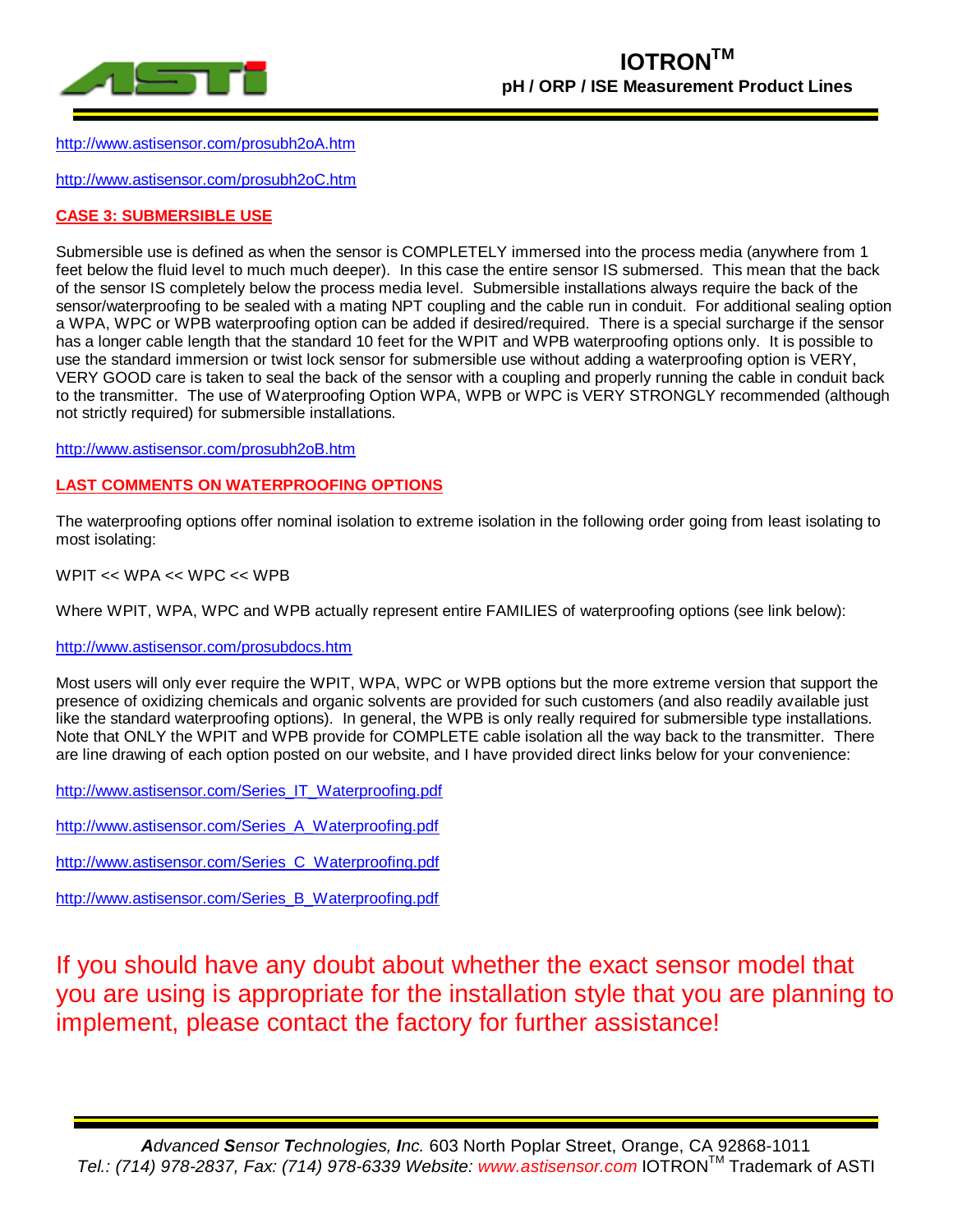http://www.astisensor.com/prosubh2oA.htm

http://www.astisensor.com/prosubh2oC.htm

## CASE 3: SUBMERSIBLE USE

Submersible use is defined as when the sensor is COMPLETELY immersed into the process media (anywhere from 1 feet below the fluid level to much much deeper). In this case the entire sensor IS submersed. This mean that the back of the sensor IS completely below the process media level. Submersible installations always require the back of the sensor/waterproofing to be sealed with a mating NPT coupling and the cable run in conduit. For additional sealing option a WPA, WPC or WPB waterproofing option can be added if desired/required. There is a special surcharge if the sensor has a longer cable length that the standard 10 feet for the WPIT and WPB waterproofing options only. It is possible to use the standard immersion or twist lock sensor for submersible use without adding a waterproofing option is VERY, VERY GOOD care is taken to seal the back of the sensor with a coupling and properly running the cable in conduit back to the transmitter. The use of Waterproofing Option WPA, WPB or WPC is VERY STRONGLY recommended (although not strictly required) for submersible installations.

http://www.astisensor.com/prosubh2oB.htm

## LAST COMMENTS ON WATERPROOFING OPTIONS

The waterproofing options offer nominal isolation to extreme isolation in the following order going from least isolating to most isolating:

WPIT << WPA << WPC << WPB

Where WPIT, WPA, WPC and WPB actually represent entire FAMILIES of waterproofing options (see link below):

http://www.astisensor.com/prosubdocs.htm

Most users will only ever require the WPIT, WPA, WPC or WPB options but the more extreme version that support the presence of oxidizing chemicals and organic solvents are provided for such customers (and also readily available just like the standard waterproofing options). In general, the WPB is only really required for submersible type installations. Note that ONLY the WPIT and WPB provide for COMPLETE cable isolation all the way back to the transmitter. There are line drawing of each option posted on our website, and I have provided direct links below for your convenience:

http://www.astisensor.com/Series_IT_Waterproofing.pdf

http://www.astisensor.com/Series_A_Waterproofing.pdf

http://www.astisensor.com/Series_C_Waterproofing.pdf

http://www.astisensor.com/Series_B_Waterproofing.pdf

If you should have any doubt about whether the exact sensor model that you are using is appropriate for the installation style that you are planning to implement, please contact the factory for further assistance!